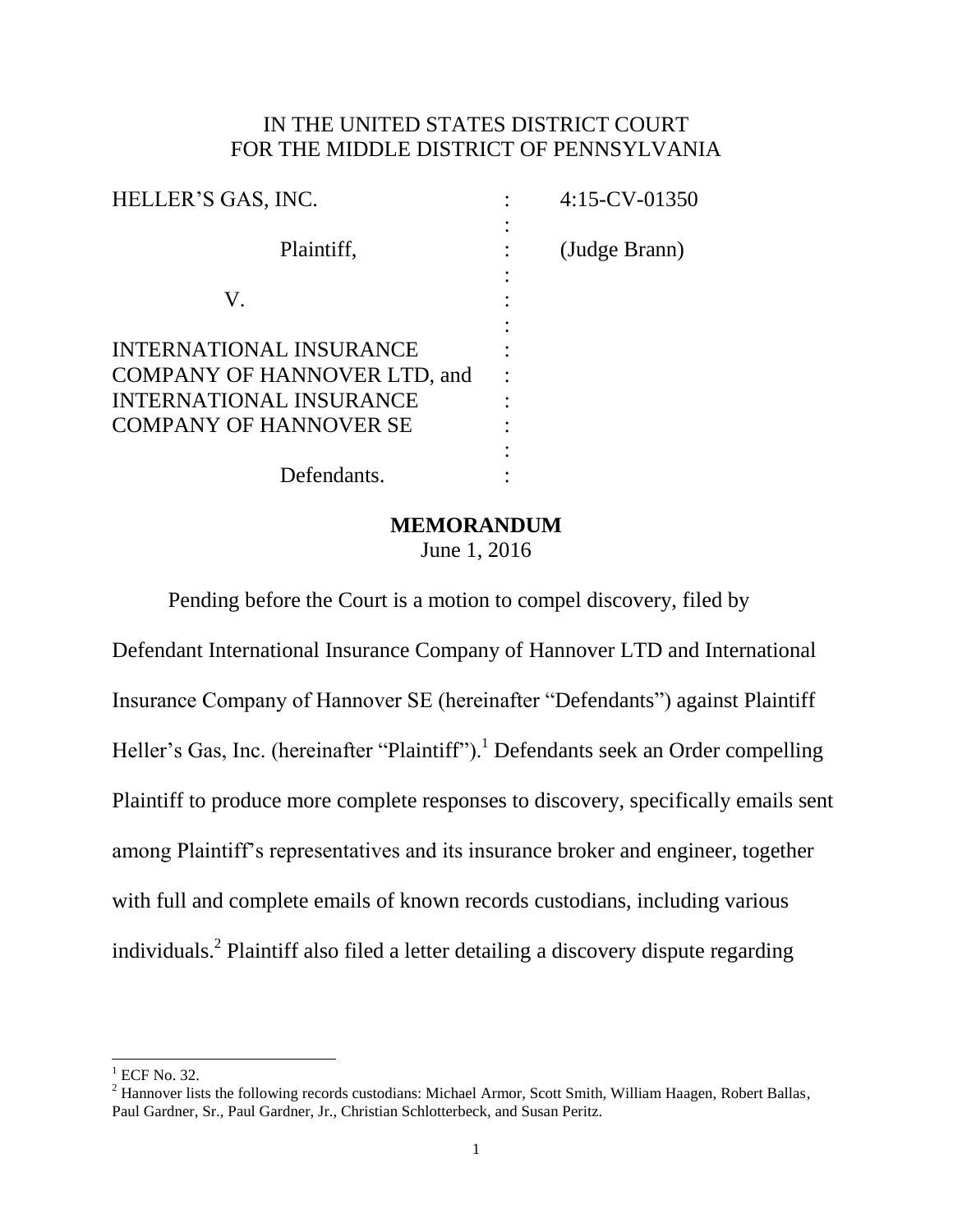IN THE UNITED STATES DISTRICT COURT
FOR THE MIDDLE DISTRICT OF PENNSYLVANIA

| | | |
|---|---|---|
| HELLER'S GAS, INC. | : | 4:15-CV-01350 |
| | : | |
| Plaintiff, | : | (Judge Brann) |
| | : | |
| V. | : | |
| | : | |
| INTERNATIONAL INSURANCE COMPANY OF HANNOVER LTD, and INTERNATIONAL INSURANCE COMPANY OF HANNOVER SE | : | |
| | : | |
| Defendants. | : | |

## MEMORANDUM

June 1, 2016

Pending before the Court is a motion to compel discovery, filed by Defendant International Insurance Company of Hannover LTD and International Insurance Company of Hannover SE (hereinafter "Defendants") against Plaintiff Heller's Gas, Inc. (hereinafter "Plaintiff").[1] Defendants seek an Order compelling Plaintiff to produce more complete responses to discovery, specifically emails sent among Plaintiff's representatives and its insurance broker and engineer, together with full and complete emails of known records custodians, including various individuals.[2] Plaintiff also filed a letter detailing a discovery dispute regarding

---

[1] ECF No. 32.

[2] Hannover lists the following records custodians: Michael Armor, Scott Smith, William Haagen, Robert Ballas, Paul Gardner, Sr., Paul Gardner, Jr., Christian Schlotterbeck, and Susan Peritz.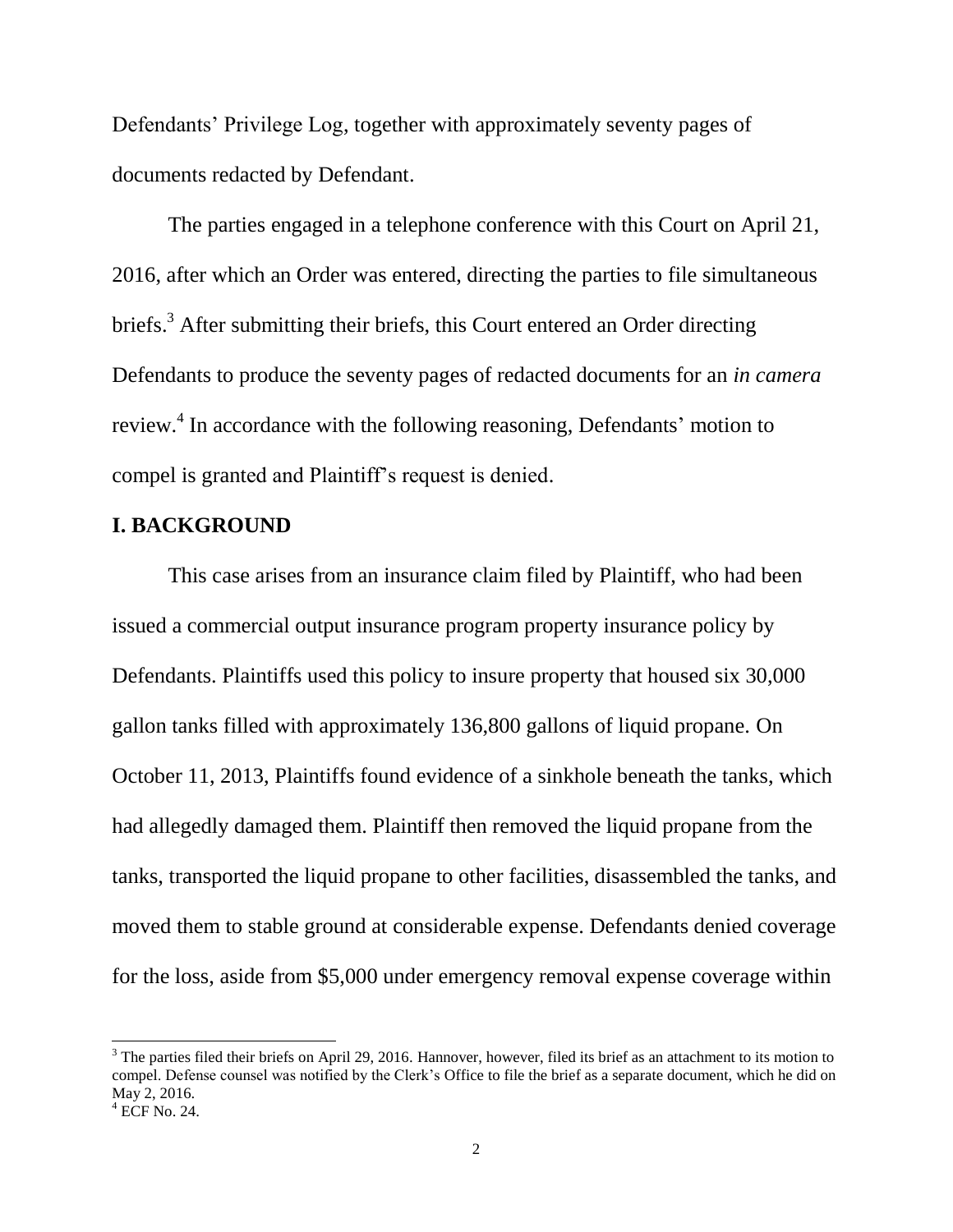Defendants' Privilege Log, together with approximately seventy pages of documents redacted by Defendant.

The parties engaged in a telephone conference with this Court on April 21, 2016, after which an Order was entered, directing the parties to file simultaneous briefs.[3] After submitting their briefs, this Court entered an Order directing Defendants to produce the seventy pages of redacted documents for an *in camera* review.[4] In accordance with the following reasoning, Defendants' motion to compel is granted and Plaintiff's request is denied.

## I. BACKGROUND

This case arises from an insurance claim filed by Plaintiff, who had been issued a commercial output insurance program property insurance policy by Defendants. Plaintiffs used this policy to insure property that housed six 30,000 gallon tanks filled with approximately 136,800 gallons of liquid propane. On October 11, 2013, Plaintiffs found evidence of a sinkhole beneath the tanks, which had allegedly damaged them. Plaintiff then removed the liquid propane from the tanks, transported the liquid propane to other facilities, disassembled the tanks, and moved them to stable ground at considerable expense. Defendants denied coverage for the loss, aside from $5,000 under emergency removal expense coverage within

---

[3] The parties filed their briefs on April 29, 2016. Hannover, however, filed its brief as an attachment to its motion to compel. Defense counsel was notified by the Clerk's Office to file the brief as a separate document, which he did on May 2, 2016.

[4] ECF No. 24.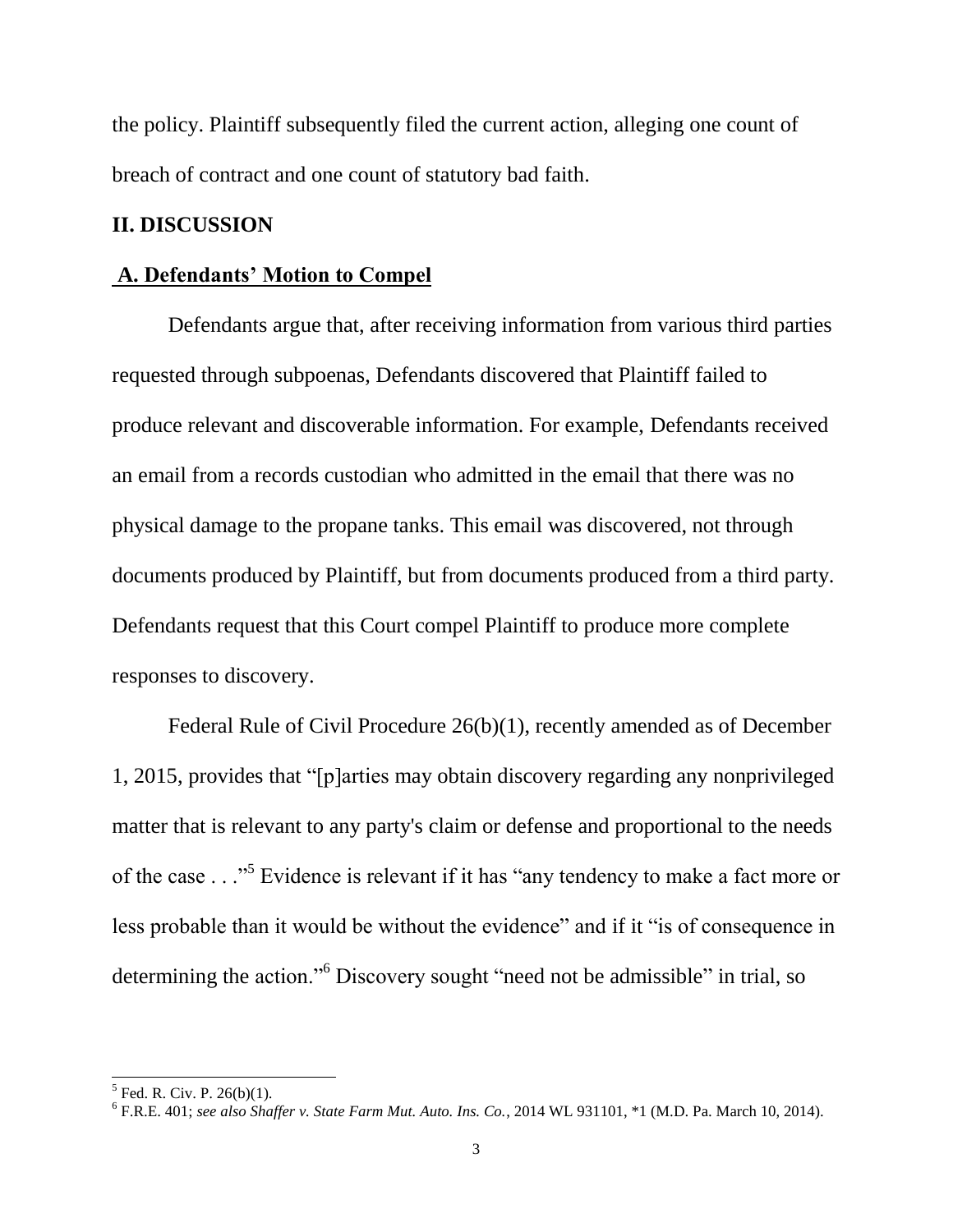the policy. Plaintiff subsequently filed the current action, alleging one count of breach of contract and one count of statutory bad faith.

## II. DISCUSSION

### A. Defendants' Motion to Compel

Defendants argue that, after receiving information from various third parties requested through subpoenas, Defendants discovered that Plaintiff failed to produce relevant and discoverable information. For example, Defendants received an email from a records custodian who admitted in the email that there was no physical damage to the propane tanks. This email was discovered, not through documents produced by Plaintiff, but from documents produced from a third party. Defendants request that this Court compel Plaintiff to produce more complete responses to discovery.

Federal Rule of Civil Procedure 26(b)(1), recently amended as of December 1, 2015, provides that "[p]arties may obtain discovery regarding any nonprivileged matter that is relevant to any party's claim or defense and proportional to the needs of the case . . ."[5] Evidence is relevant if it has "any tendency to make a fact more or less probable than it would be without the evidence" and if it "is of consequence in determining the action."[6] Discovery sought "need not be admissible" in trial, so

---

[5] Fed. R. Civ. P. 26(b)(1).

[6] F.R.E. 401; *see also Shaffer v. State Farm Mut. Auto. Ins. Co.*, 2014 WL 931101, *1 (M.D. Pa. March 10, 2014).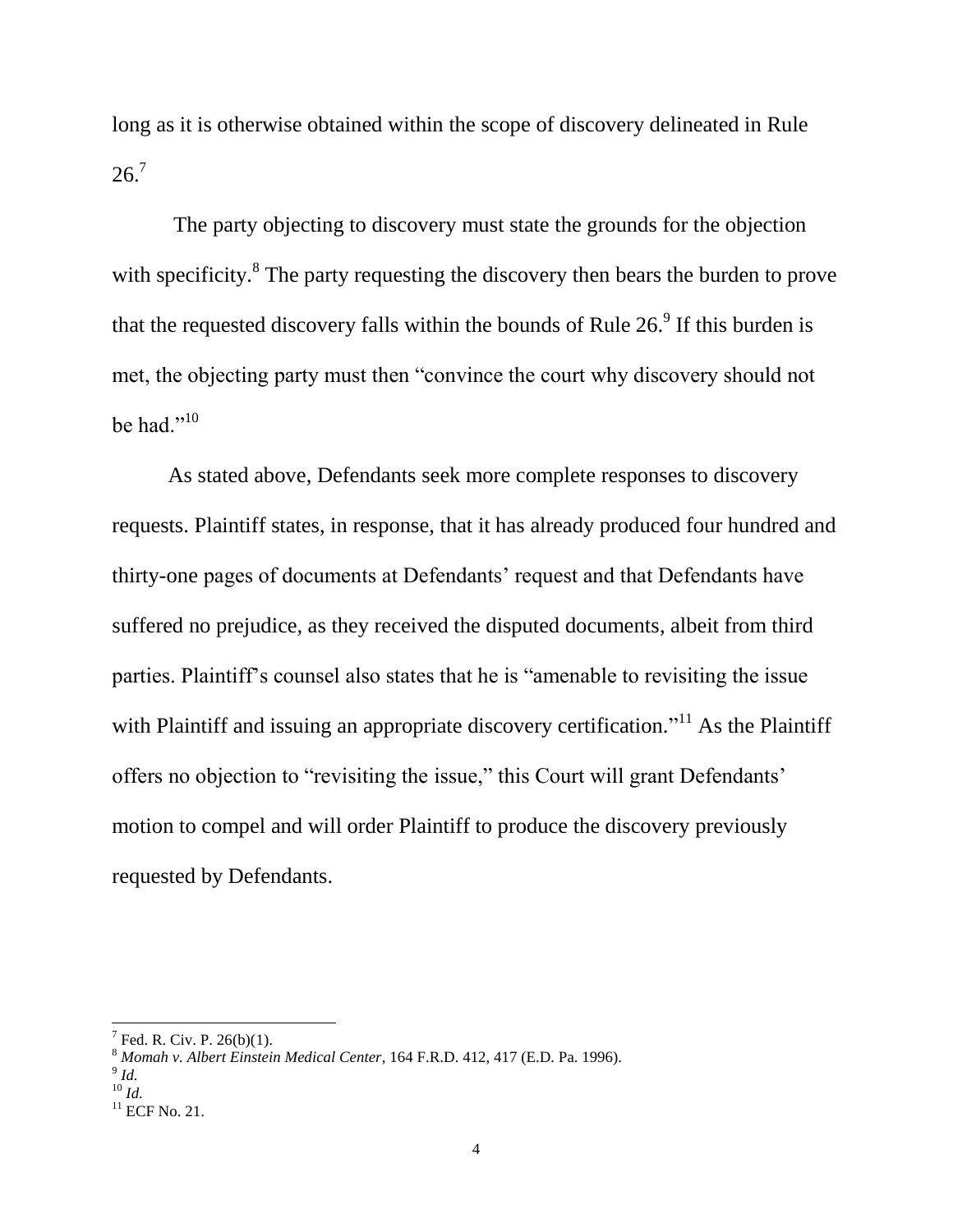long as it is otherwise obtained within the scope of discovery delineated in Rule 26.[7]

The party objecting to discovery must state the grounds for the objection with specificity.[8] The party requesting the discovery then bears the burden to prove that the requested discovery falls within the bounds of Rule 26.[9] If this burden is met, the objecting party must then "convince the court why discovery should not be had."[10]

As stated above, Defendants seek more complete responses to discovery requests. Plaintiff states, in response, that it has already produced four hundred and thirty-one pages of documents at Defendants' request and that Defendants have suffered no prejudice, as they received the disputed documents, albeit from third parties. Plaintiff's counsel also states that he is "amenable to revisiting the issue with Plaintiff and issuing an appropriate discovery certification."[11] As the Plaintiff offers no objection to "revisiting the issue," this Court will grant Defendants' motion to compel and will order Plaintiff to produce the discovery previously requested by Defendants.

---

[7] Fed. R. Civ. P. 26(b)(1).

[8] *Momah v. Albert Einstein Medical Center*, 164 F.R.D. 412, 417 (E.D. Pa. 1996).

[9] *Id.*

[10] *Id.*

[11] ECF No. 21.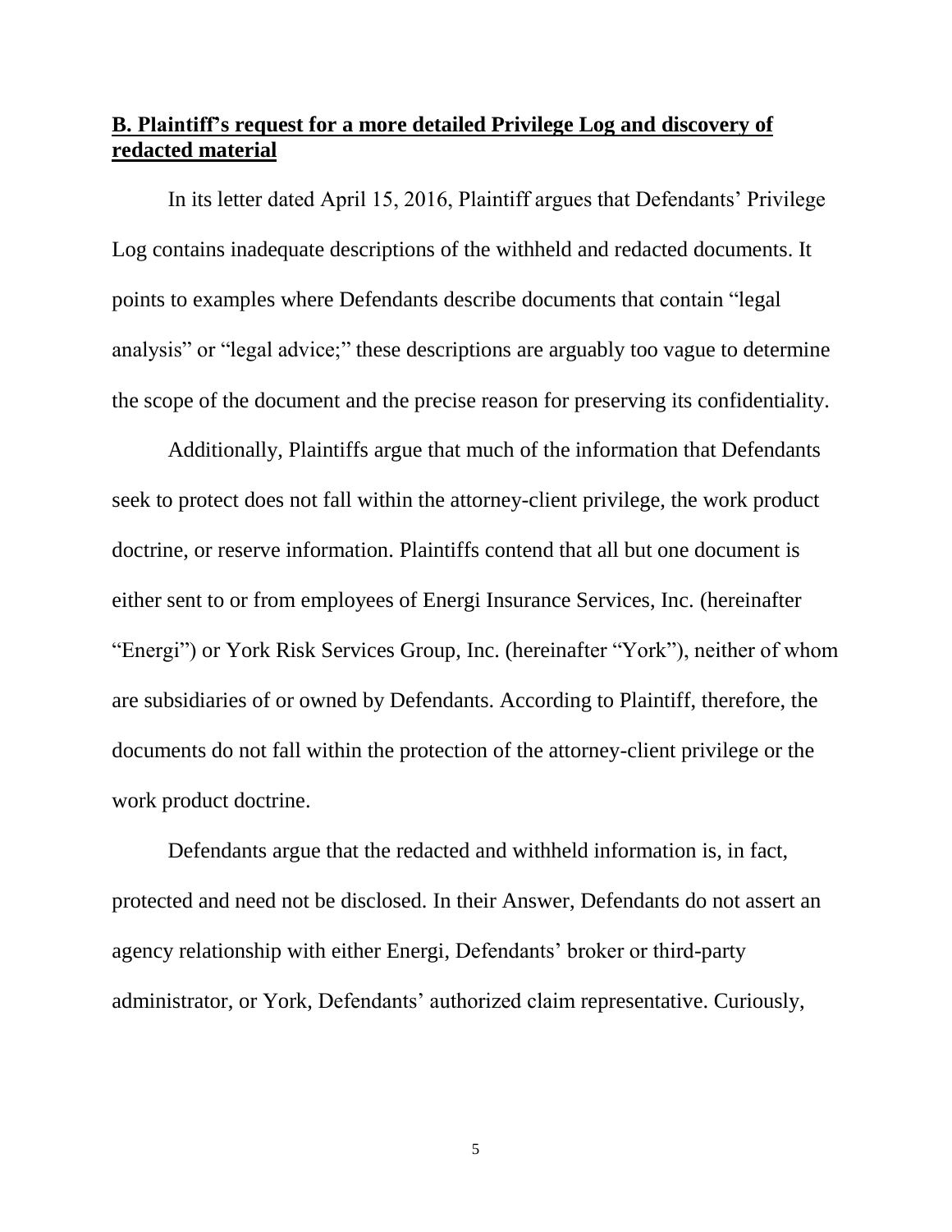**B. Plaintiff's request for a more detailed Privilege Log and discovery of redacted material**

In its letter dated April 15, 2016, Plaintiff argues that Defendants' Privilege Log contains inadequate descriptions of the withheld and redacted documents. It points to examples where Defendants describe documents that contain "legal analysis" or "legal advice;" these descriptions are arguably too vague to determine the scope of the document and the precise reason for preserving its confidentiality.

Additionally, Plaintiffs argue that much of the information that Defendants seek to protect does not fall within the attorney-client privilege, the work product doctrine, or reserve information. Plaintiffs contend that all but one document is either sent to or from employees of Energi Insurance Services, Inc. (hereinafter "Energi") or York Risk Services Group, Inc. (hereinafter "York"), neither of whom are subsidiaries of or owned by Defendants. According to Plaintiff, therefore, the documents do not fall within the protection of the attorney-client privilege or the work product doctrine.

Defendants argue that the redacted and withheld information is, in fact, protected and need not be disclosed. In their Answer, Defendants do not assert an agency relationship with either Energi, Defendants' broker or third-party administrator, or York, Defendants' authorized claim representative. Curiously,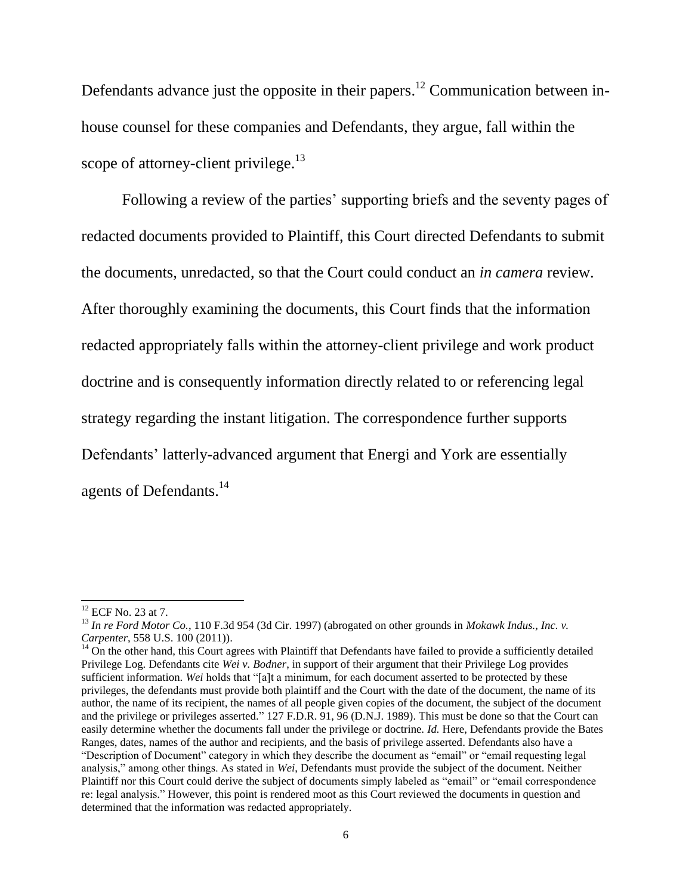Defendants advance just the opposite in their papers.[12] Communication between in-house counsel for these companies and Defendants, they argue, fall within the scope of attorney-client privilege.[13]

Following a review of the parties' supporting briefs and the seventy pages of redacted documents provided to Plaintiff, this Court directed Defendants to submit the documents, unredacted, so that the Court could conduct an *in camera* review. After thoroughly examining the documents, this Court finds that the information redacted appropriately falls within the attorney-client privilege and work product doctrine and is consequently information directly related to or referencing legal strategy regarding the instant litigation. The correspondence further supports Defendants' latterly-advanced argument that Energi and York are essentially agents of Defendants.[14]

---

[12] ECF No. 23 at 7.

[13] *In re Ford Motor Co.*, 110 F.3d 954 (3d Cir. 1997) (abrogated on other grounds in *Mokawk Indus., Inc. v. Carpenter*, 558 U.S. 100 (2011)).

[14] On the other hand, this Court agrees with Plaintiff that Defendants have failed to provide a sufficiently detailed Privilege Log. Defendants cite *Wei v. Bodner*, in support of their argument that their Privilege Log provides sufficient information. *Wei* holds that "[a]t a minimum, for each document asserted to be protected by these privileges, the defendants must provide both plaintiff and the Court with the date of the document, the name of its author, the name of its recipient, the names of all people given copies of the document, the subject of the document and the privilege or privileges asserted." 127 F.D.R. 91, 96 (D.N.J. 1989). This must be done so that the Court can easily determine whether the documents fall under the privilege or doctrine. *Id.* Here, Defendants provide the Bates Ranges, dates, names of the author and recipients, and the basis of privilege asserted. Defendants also have a "Description of Document" category in which they describe the document as "email" or "email requesting legal analysis," among other things. As stated in *Wei*, Defendants must provide the subject of the document. Neither Plaintiff nor this Court could derive the subject of documents simply labeled as "email" or "email correspondence re: legal analysis." However, this point is rendered moot as this Court reviewed the documents in question and determined that the information was redacted appropriately.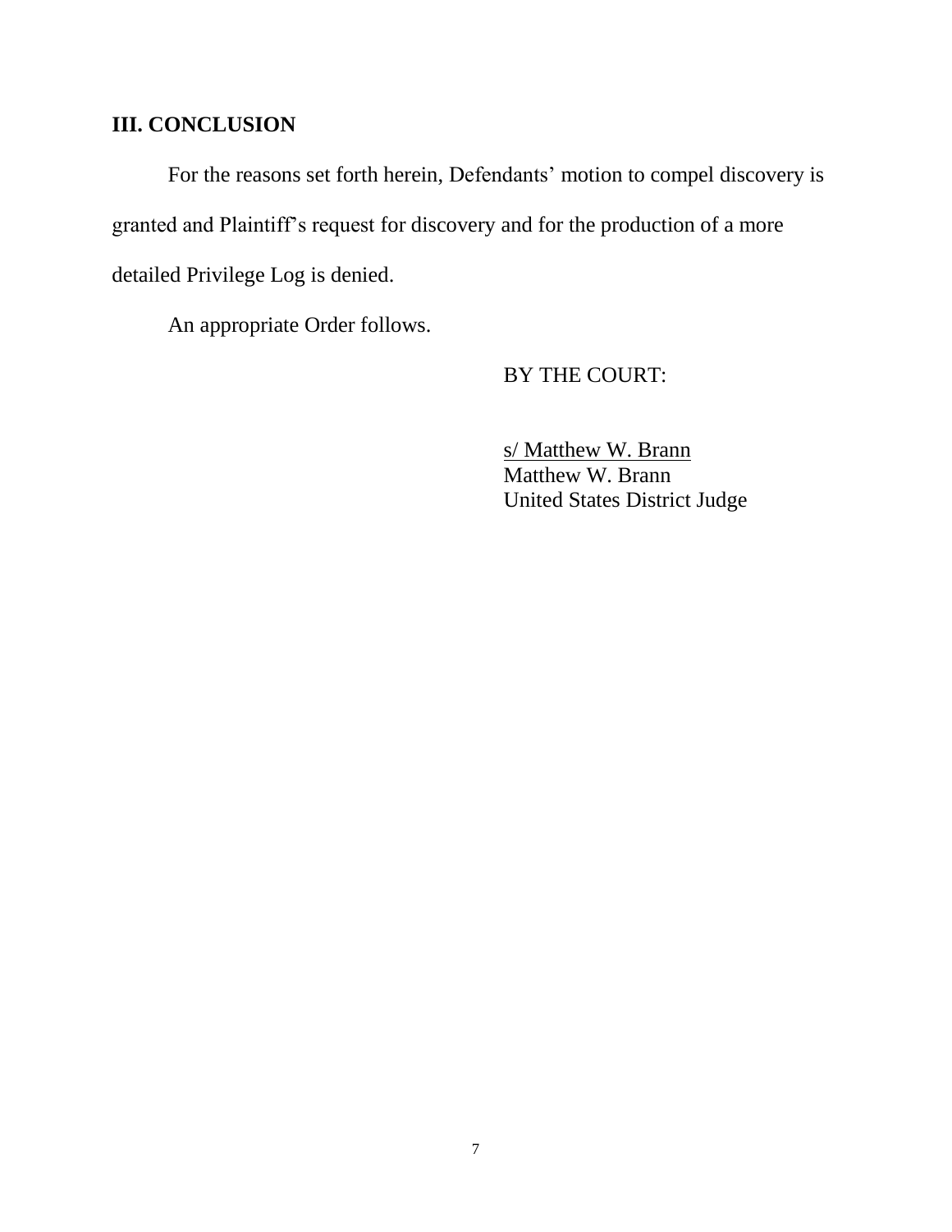## III. CONCLUSION

For the reasons set forth herein, Defendants' motion to compel discovery is granted and Plaintiff's request for discovery and for the production of a more detailed Privilege Log is denied.

An appropriate Order follows.

BY THE COURT:

s/ Matthew W. Brann
Matthew W. Brann
United States District Judge